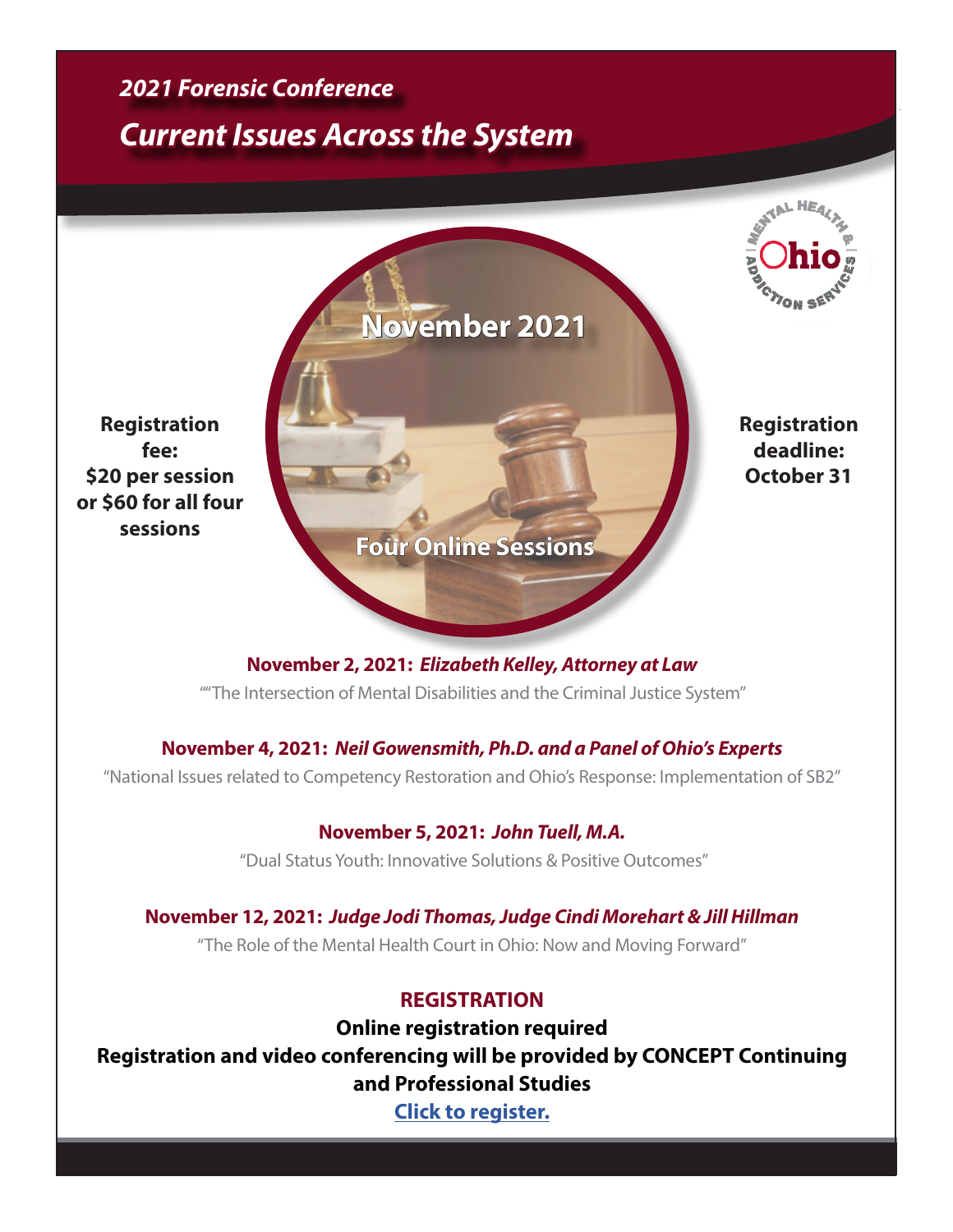## 2021 Forensic Conference

# Current Issues Across the System

Mental Health & Addiction Services Ohio

**November 2021**

**Four Online Sessions**

**Registration fee: $20 per session or $60 for all four sessions**

**Registration deadline: October 31**

**November 2, 2021:** ***Elizabeth Kelley, Attorney at Law***

""The Intersection of Mental Disabilities and the Criminal Justice System"

**November 4, 2021:** ***Neil Gowensmith, Ph.D. and a Panel of Ohio's Experts***

"National Issues related to Competency Restoration and Ohio's Response: Implementation of SB2"

**November 5, 2021:** ***John Tuell, M.A.***

"Dual Status Youth: Innovative Solutions & Positive Outcomes"

**November 12, 2021:** ***Judge Jodi Thomas, Judge Cindi Morehart & Jill Hillman***

"The Role of the Mental Health Court in Ohio: Now and Moving Forward"

## REGISTRATION

**Online registration required**

**Registration and video conferencing will be provided by CONCEPT Continuing and Professional Studies**

**Click to register.**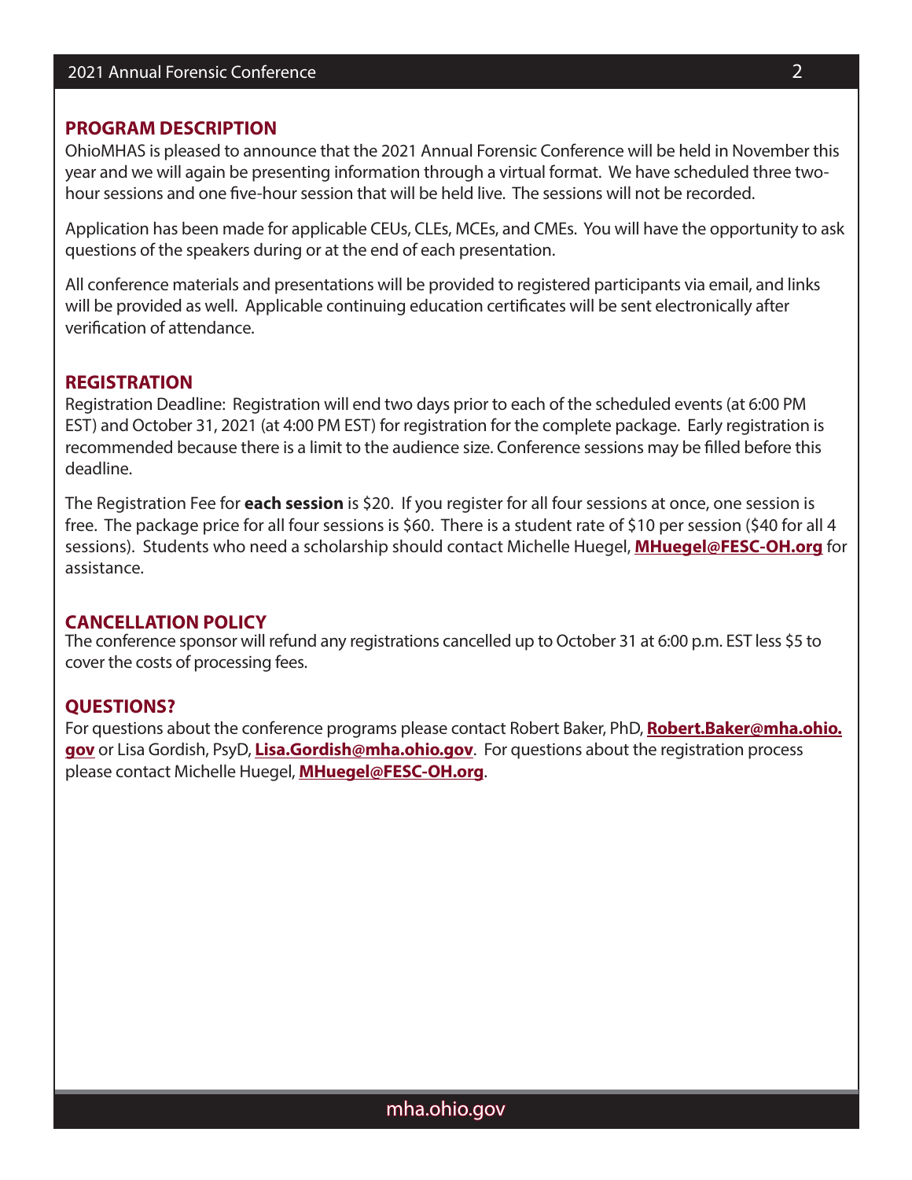## PROGRAM DESCRIPTION

OhioMHAS is pleased to announce that the 2021 Annual Forensic Conference will be held in November this year and we will again be presenting information through a virtual format. We have scheduled three two-hour sessions and one five-hour session that will be held live. The sessions will not be recorded.

Application has been made for applicable CEUs, CLEs, MCEs, and CMEs. You will have the opportunity to ask questions of the speakers during or at the end of each presentation.

All conference materials and presentations will be provided to registered participants via email, and links will be provided as well. Applicable continuing education certificates will be sent electronically after verification of attendance.

## REGISTRATION

Registration Deadline: Registration will end two days prior to each of the scheduled events (at 6:00 PM EST) and October 31, 2021 (at 4:00 PM EST) for registration for the complete package. Early registration is recommended because there is a limit to the audience size. Conference sessions may be filled before this deadline.

The Registration Fee for **each session** is $20. If you register for all four sessions at once, one session is free. The package price for all four sessions is $60. There is a student rate of $10 per session ($40 for all 4 sessions). Students who need a scholarship should contact Michelle Huegel, **MHuegel@FESC-OH.org** for assistance.

## CANCELLATION POLICY

The conference sponsor will refund any registrations cancelled up to October 31 at 6:00 p.m. EST less $5 to cover the costs of processing fees.

## QUESTIONS?

For questions about the conference programs please contact Robert Baker, PhD, **Robert.Baker@mha.ohio.gov** or Lisa Gordish, PsyD, **Lisa.Gordish@mha.ohio.gov**. For questions about the registration process please contact Michelle Huegel, **MHuegel@FESC-OH.org**.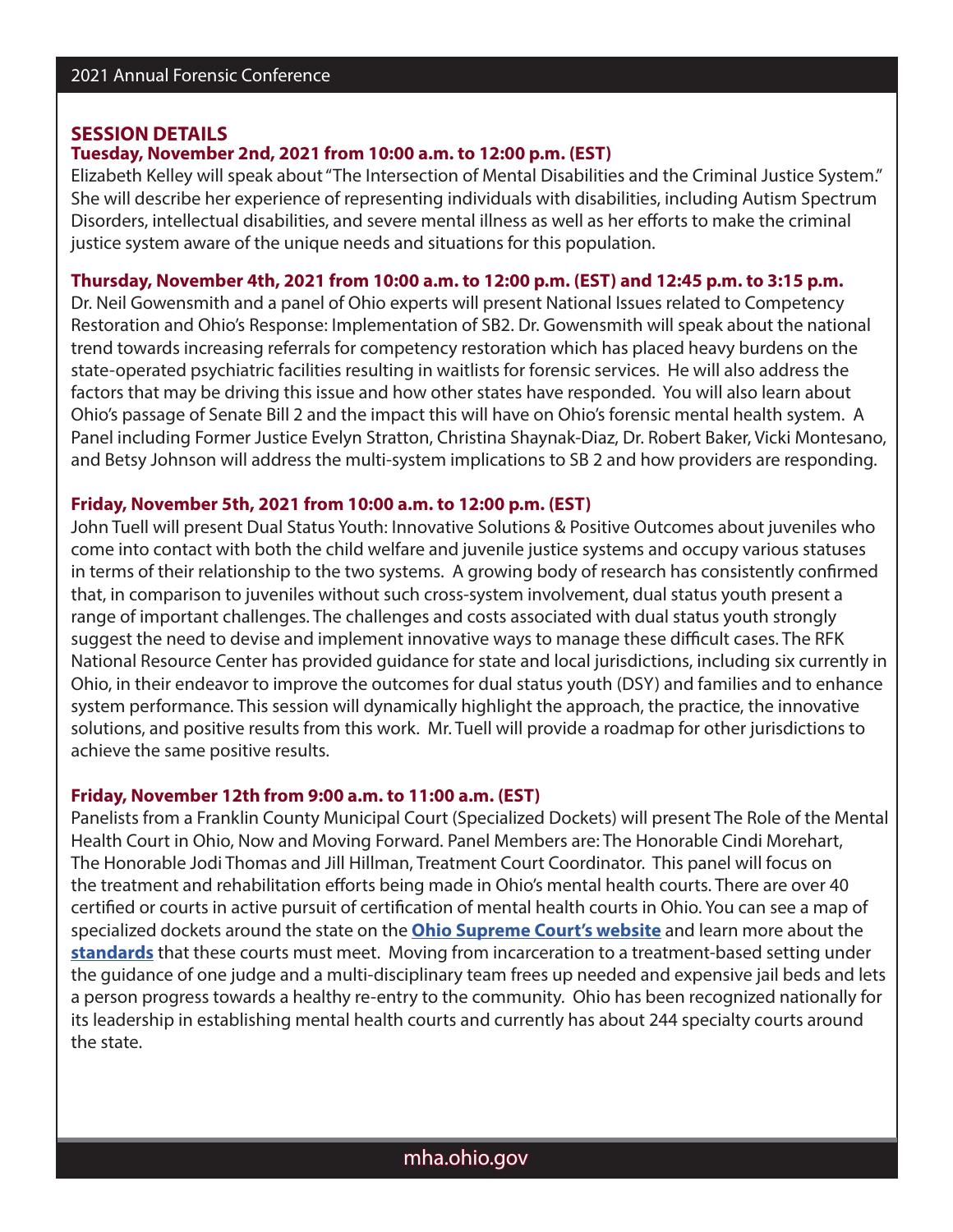## SESSION DETAILS

**Tuesday, November 2nd, 2021 from 10:00 a.m. to 12:00 p.m. (EST)**

Elizabeth Kelley will speak about "The Intersection of Mental Disabilities and the Criminal Justice System." She will describe her experience of representing individuals with disabilities, including Autism Spectrum Disorders, intellectual disabilities, and severe mental illness as well as her efforts to make the criminal justice system aware of the unique needs and situations for this population.

**Thursday, November 4th, 2021 from 10:00 a.m. to 12:00 p.m. (EST) and 12:45 p.m. to 3:15 p.m.**

Dr. Neil Gowensmith and a panel of Ohio experts will present National Issues related to Competency Restoration and Ohio's Response: Implementation of SB2. Dr. Gowensmith will speak about the national trend towards increasing referrals for competency restoration which has placed heavy burdens on the state-operated psychiatric facilities resulting in waitlists for forensic services. He will also address the factors that may be driving this issue and how other states have responded. You will also learn about Ohio's passage of Senate Bill 2 and the impact this will have on Ohio's forensic mental health system. A Panel including Former Justice Evelyn Stratton, Christina Shaynak-Diaz, Dr. Robert Baker, Vicki Montesano, and Betsy Johnson will address the multi-system implications to SB 2 and how providers are responding.

**Friday, November 5th, 2021 from 10:00 a.m. to 12:00 p.m. (EST)**

John Tuell will present Dual Status Youth: Innovative Solutions & Positive Outcomes about juveniles who come into contact with both the child welfare and juvenile justice systems and occupy various statuses in terms of their relationship to the two systems. A growing body of research has consistently confirmed that, in comparison to juveniles without such cross-system involvement, dual status youth present a range of important challenges. The challenges and costs associated with dual status youth strongly suggest the need to devise and implement innovative ways to manage these difficult cases. The RFK National Resource Center has provided guidance for state and local jurisdictions, including six currently in Ohio, in their endeavor to improve the outcomes for dual status youth (DSY) and families and to enhance system performance. This session will dynamically highlight the approach, the practice, the innovative solutions, and positive results from this work. Mr. Tuell will provide a roadmap for other jurisdictions to achieve the same positive results.

**Friday, November 12th from 9:00 a.m. to 11:00 a.m. (EST)**

Panelists from a Franklin County Municipal Court (Specialized Dockets) will present The Role of the Mental Health Court in Ohio, Now and Moving Forward. Panel Members are: The Honorable Cindi Morehart, The Honorable Jodi Thomas and Jill Hillman, Treatment Court Coordinator. This panel will focus on the treatment and rehabilitation efforts being made in Ohio's mental health courts. There are over 40 certified or courts in active pursuit of certification of mental health courts in Ohio. You can see a map of specialized dockets around the state on the **Ohio Supreme Court's website** and learn more about the **standards** that these courts must meet. Moving from incarceration to a treatment-based setting under the guidance of one judge and a multi-disciplinary team frees up needed and expensive jail beds and lets a person progress towards a healthy re-entry to the community. Ohio has been recognized nationally for its leadership in establishing mental health courts and currently has about 244 specialty courts around the state.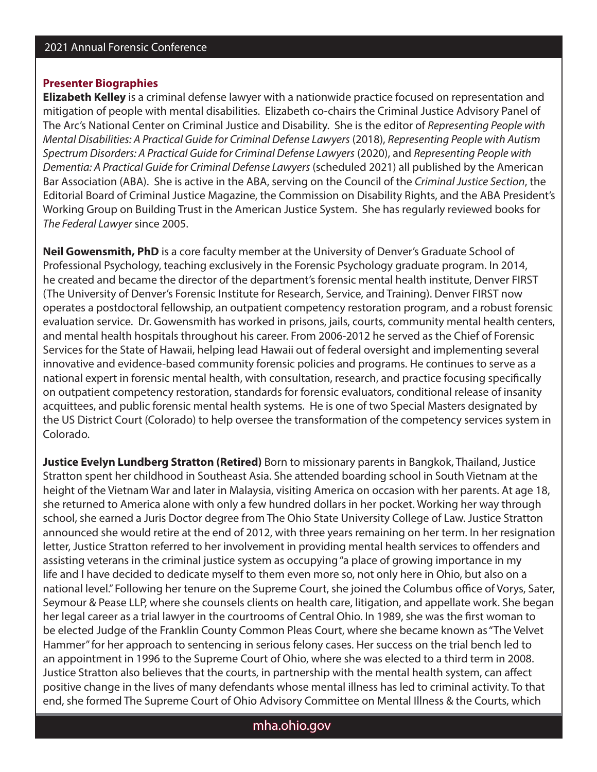### Presenter Biographies

**Elizabeth Kelley** is a criminal defense lawyer with a nationwide practice focused on representation and mitigation of people with mental disabilities. Elizabeth co-chairs the Criminal Justice Advisory Panel of The Arc's National Center on Criminal Justice and Disability. She is the editor of *Representing People with Mental Disabilities: A Practical Guide for Criminal Defense Lawyers* (2018), *Representing People with Autism Spectrum Disorders: A Practical Guide for Criminal Defense Lawyers* (2020), and *Representing People with Dementia: A Practical Guide for Criminal Defense Lawyers* (scheduled 2021) all published by the American Bar Association (ABA). She is active in the ABA, serving on the Council of the *Criminal Justice Section*, the Editorial Board of Criminal Justice Magazine, the Commission on Disability Rights, and the ABA President's Working Group on Building Trust in the American Justice System. She has regularly reviewed books for *The Federal Lawyer* since 2005.

**Neil Gowensmith, PhD** is a core faculty member at the University of Denver's Graduate School of Professional Psychology, teaching exclusively in the Forensic Psychology graduate program. In 2014, he created and became the director of the department's forensic mental health institute, Denver FIRST (The University of Denver's Forensic Institute for Research, Service, and Training). Denver FIRST now operates a postdoctoral fellowship, an outpatient competency restoration program, and a robust forensic evaluation service. Dr. Gowensmith has worked in prisons, jails, courts, community mental health centers, and mental health hospitals throughout his career. From 2006-2012 he served as the Chief of Forensic Services for the State of Hawaii, helping lead Hawaii out of federal oversight and implementing several innovative and evidence-based community forensic policies and programs. He continues to serve as a national expert in forensic mental health, with consultation, research, and practice focusing specifically on outpatient competency restoration, standards for forensic evaluators, conditional release of insanity acquittees, and public forensic mental health systems. He is one of two Special Masters designated by the US District Court (Colorado) to help oversee the transformation of the competency services system in Colorado.

**Justice Evelyn Lundberg Stratton (Retired)** Born to missionary parents in Bangkok, Thailand, Justice Stratton spent her childhood in Southeast Asia. She attended boarding school in South Vietnam at the height of the Vietnam War and later in Malaysia, visiting America on occasion with her parents. At age 18, she returned to America alone with only a few hundred dollars in her pocket. Working her way through school, she earned a Juris Doctor degree from The Ohio State University College of Law. Justice Stratton announced she would retire at the end of 2012, with three years remaining on her term. In her resignation letter, Justice Stratton referred to her involvement in providing mental health services to offenders and assisting veterans in the criminal justice system as occupying "a place of growing importance in my life and I have decided to dedicate myself to them even more so, not only here in Ohio, but also on a national level." Following her tenure on the Supreme Court, she joined the Columbus office of Vorys, Sater, Seymour & Pease LLP, where she counsels clients on health care, litigation, and appellate work. She began her legal career as a trial lawyer in the courtrooms of Central Ohio. In 1989, she was the first woman to be elected Judge of the Franklin County Common Pleas Court, where she became known as "The Velvet Hammer" for her approach to sentencing in serious felony cases. Her success on the trial bench led to an appointment in 1996 to the Supreme Court of Ohio, where she was elected to a third term in 2008. Justice Stratton also believes that the courts, in partnership with the mental health system, can affect positive change in the lives of many defendants whose mental illness has led to criminal activity. To that end, she formed The Supreme Court of Ohio Advisory Committee on Mental Illness & the Courts, which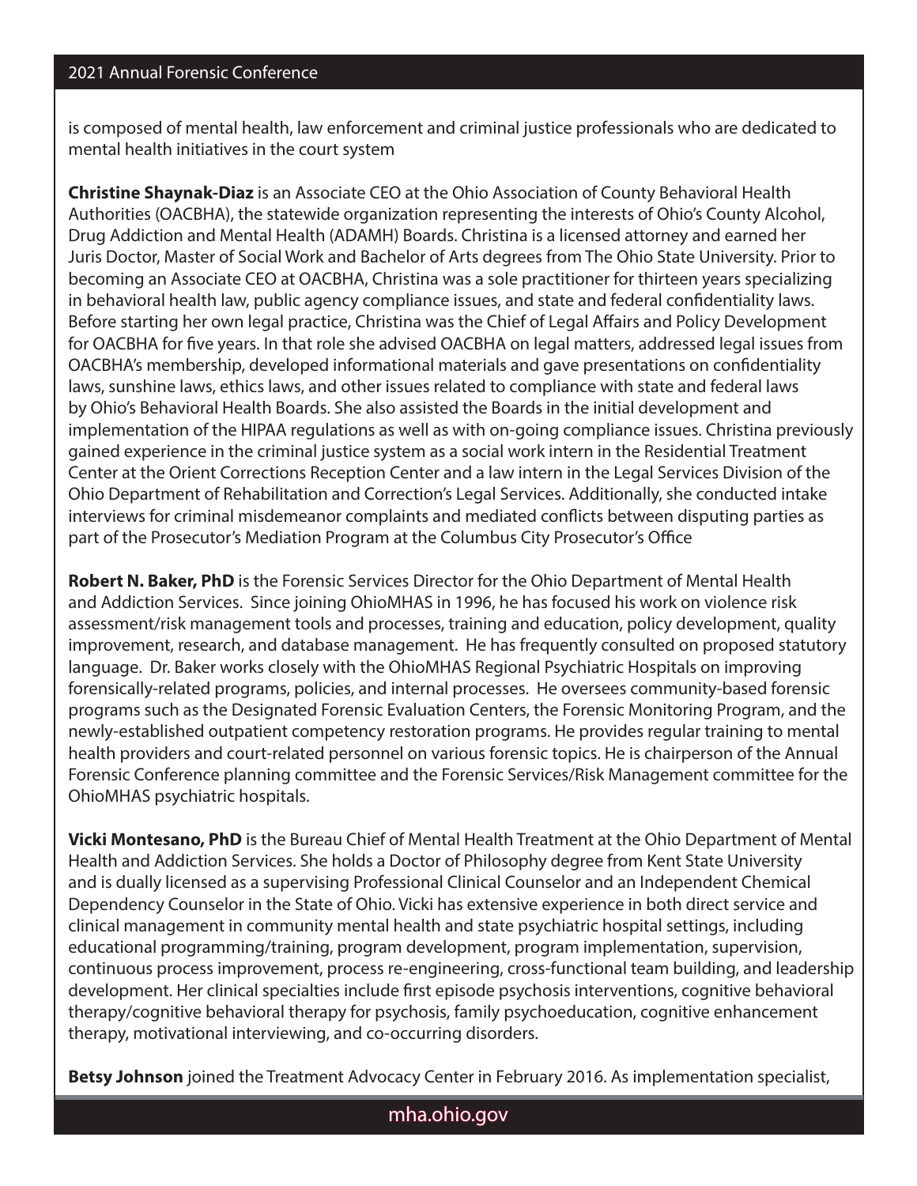is composed of mental health, law enforcement and criminal justice professionals who are dedicated to mental health initiatives in the court system

**Christine Shaynak-Diaz** is an Associate CEO at the Ohio Association of County Behavioral Health Authorities (OACBHA), the statewide organization representing the interests of Ohio's County Alcohol, Drug Addiction and Mental Health (ADAMH) Boards. Christina is a licensed attorney and earned her Juris Doctor, Master of Social Work and Bachelor of Arts degrees from The Ohio State University. Prior to becoming an Associate CEO at OACBHA, Christina was a sole practitioner for thirteen years specializing in behavioral health law, public agency compliance issues, and state and federal confidentiality laws. Before starting her own legal practice, Christina was the Chief of Legal Affairs and Policy Development for OACBHA for five years. In that role she advised OACBHA on legal matters, addressed legal issues from OACBHA's membership, developed informational materials and gave presentations on confidentiality laws, sunshine laws, ethics laws, and other issues related to compliance with state and federal laws by Ohio's Behavioral Health Boards. She also assisted the Boards in the initial development and implementation of the HIPAA regulations as well as with on-going compliance issues. Christina previously gained experience in the criminal justice system as a social work intern in the Residential Treatment Center at the Orient Corrections Reception Center and a law intern in the Legal Services Division of the Ohio Department of Rehabilitation and Correction's Legal Services. Additionally, she conducted intake interviews for criminal misdemeanor complaints and mediated conflicts between disputing parties as part of the Prosecutor's Mediation Program at the Columbus City Prosecutor's Office

**Robert N. Baker, PhD** is the Forensic Services Director for the Ohio Department of Mental Health and Addiction Services. Since joining OhioMHAS in 1996, he has focused his work on violence risk assessment/risk management tools and processes, training and education, policy development, quality improvement, research, and database management. He has frequently consulted on proposed statutory language. Dr. Baker works closely with the OhioMHAS Regional Psychiatric Hospitals on improving forensically-related programs, policies, and internal processes. He oversees community-based forensic programs such as the Designated Forensic Evaluation Centers, the Forensic Monitoring Program, and the newly-established outpatient competency restoration programs. He provides regular training to mental health providers and court-related personnel on various forensic topics. He is chairperson of the Annual Forensic Conference planning committee and the Forensic Services/Risk Management committee for the OhioMHAS psychiatric hospitals.

**Vicki Montesano, PhD** is the Bureau Chief of Mental Health Treatment at the Ohio Department of Mental Health and Addiction Services. She holds a Doctor of Philosophy degree from Kent State University and is dually licensed as a supervising Professional Clinical Counselor and an Independent Chemical Dependency Counselor in the State of Ohio. Vicki has extensive experience in both direct service and clinical management in community mental health and state psychiatric hospital settings, including educational programming/training, program development, program implementation, supervision, continuous process improvement, process re-engineering, cross-functional team building, and leadership development. Her clinical specialties include first episode psychosis interventions, cognitive behavioral therapy/cognitive behavioral therapy for psychosis, family psychoeducation, cognitive enhancement therapy, motivational interviewing, and co-occurring disorders.

**Betsy Johnson** joined the Treatment Advocacy Center in February 2016. As implementation specialist,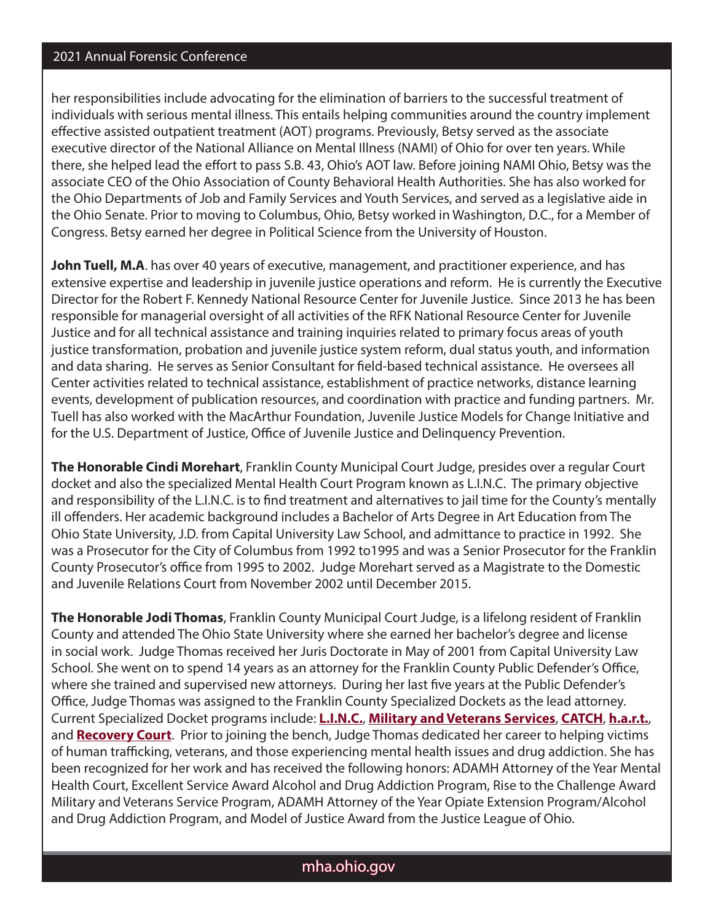her responsibilities include advocating for the elimination of barriers to the successful treatment of individuals with serious mental illness. This entails helping communities around the country implement effective assisted outpatient treatment (AOT) programs. Previously, Betsy served as the associate executive director of the National Alliance on Mental Illness (NAMI) of Ohio for over ten years. While there, she helped lead the effort to pass S.B. 43, Ohio's AOT law. Before joining NAMI Ohio, Betsy was the associate CEO of the Ohio Association of County Behavioral Health Authorities. She has also worked for the Ohio Departments of Job and Family Services and Youth Services, and served as a legislative aide in the Ohio Senate. Prior to moving to Columbus, Ohio, Betsy worked in Washington, D.C., for a Member of Congress. Betsy earned her degree in Political Science from the University of Houston.

**John Tuell, M.A**. has over 40 years of executive, management, and practitioner experience, and has extensive expertise and leadership in juvenile justice operations and reform. He is currently the Executive Director for the Robert F. Kennedy National Resource Center for Juvenile Justice. Since 2013 he has been responsible for managerial oversight of all activities of the RFK National Resource Center for Juvenile Justice and for all technical assistance and training inquiries related to primary focus areas of youth justice transformation, probation and juvenile justice system reform, dual status youth, and information and data sharing. He serves as Senior Consultant for field-based technical assistance. He oversees all Center activities related to technical assistance, establishment of practice networks, distance learning events, development of publication resources, and coordination with practice and funding partners. Mr. Tuell has also worked with the MacArthur Foundation, Juvenile Justice Models for Change Initiative and for the U.S. Department of Justice, Office of Juvenile Justice and Delinquency Prevention.

**The Honorable Cindi Morehart**, Franklin County Municipal Court Judge, presides over a regular Court docket and also the specialized Mental Health Court Program known as L.I.N.C. The primary objective and responsibility of the L.I.N.C. is to find treatment and alternatives to jail time for the County's mentally ill offenders. Her academic background includes a Bachelor of Arts Degree in Art Education from The Ohio State University, J.D. from Capital University Law School, and admittance to practice in 1992. She was a Prosecutor for the City of Columbus from 1992 to1995 and was a Senior Prosecutor for the Franklin County Prosecutor's office from 1995 to 2002. Judge Morehart served as a Magistrate to the Domestic and Juvenile Relations Court from November 2002 until December 2015.

**The Honorable Jodi Thomas**, Franklin County Municipal Court Judge, is a lifelong resident of Franklin County and attended The Ohio State University where she earned her bachelor's degree and license in social work. Judge Thomas received her Juris Doctorate in May of 2001 from Capital University Law School. She went on to spend 14 years as an attorney for the Franklin County Public Defender's Office, where she trained and supervised new attorneys. During her last five years at the Public Defender's Office, Judge Thomas was assigned to the Franklin County Specialized Dockets as the lead attorney. Current Specialized Docket programs include: **L.I.N.C.**, **Military and Veterans Services**, **CATCH**, **h.a.r.t.**, and **Recovery Court**. Prior to joining the bench, Judge Thomas dedicated her career to helping victims of human trafficking, veterans, and those experiencing mental health issues and drug addiction. She has been recognized for her work and has received the following honors: ADAMH Attorney of the Year Mental Health Court, Excellent Service Award Alcohol and Drug Addiction Program, Rise to the Challenge Award Military and Veterans Service Program, ADAMH Attorney of the Year Opiate Extension Program/Alcohol and Drug Addiction Program, and Model of Justice Award from the Justice League of Ohio.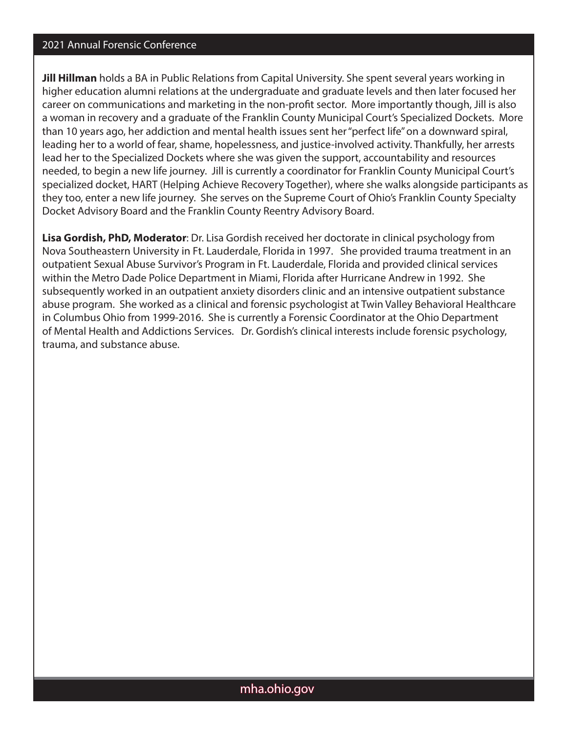**Jill Hillman** holds a BA in Public Relations from Capital University. She spent several years working in higher education alumni relations at the undergraduate and graduate levels and then later focused her career on communications and marketing in the non-profit sector. More importantly though, Jill is also a woman in recovery and a graduate of the Franklin County Municipal Court's Specialized Dockets. More than 10 years ago, her addiction and mental health issues sent her "perfect life" on a downward spiral, leading her to a world of fear, shame, hopelessness, and justice-involved activity. Thankfully, her arrests lead her to the Specialized Dockets where she was given the support, accountability and resources needed, to begin a new life journey. Jill is currently a coordinator for Franklin County Municipal Court's specialized docket, HART (Helping Achieve Recovery Together), where she walks alongside participants as they too, enter a new life journey. She serves on the Supreme Court of Ohio's Franklin County Specialty Docket Advisory Board and the Franklin County Reentry Advisory Board.

**Lisa Gordish, PhD, Moderator**: Dr. Lisa Gordish received her doctorate in clinical psychology from Nova Southeastern University in Ft. Lauderdale, Florida in 1997. She provided trauma treatment in an outpatient Sexual Abuse Survivor's Program in Ft. Lauderdale, Florida and provided clinical services within the Metro Dade Police Department in Miami, Florida after Hurricane Andrew in 1992. She subsequently worked in an outpatient anxiety disorders clinic and an intensive outpatient substance abuse program. She worked as a clinical and forensic psychologist at Twin Valley Behavioral Healthcare in Columbus Ohio from 1999-2016. She is currently a Forensic Coordinator at the Ohio Department of Mental Health and Addictions Services. Dr. Gordish's clinical interests include forensic psychology, trauma, and substance abuse.